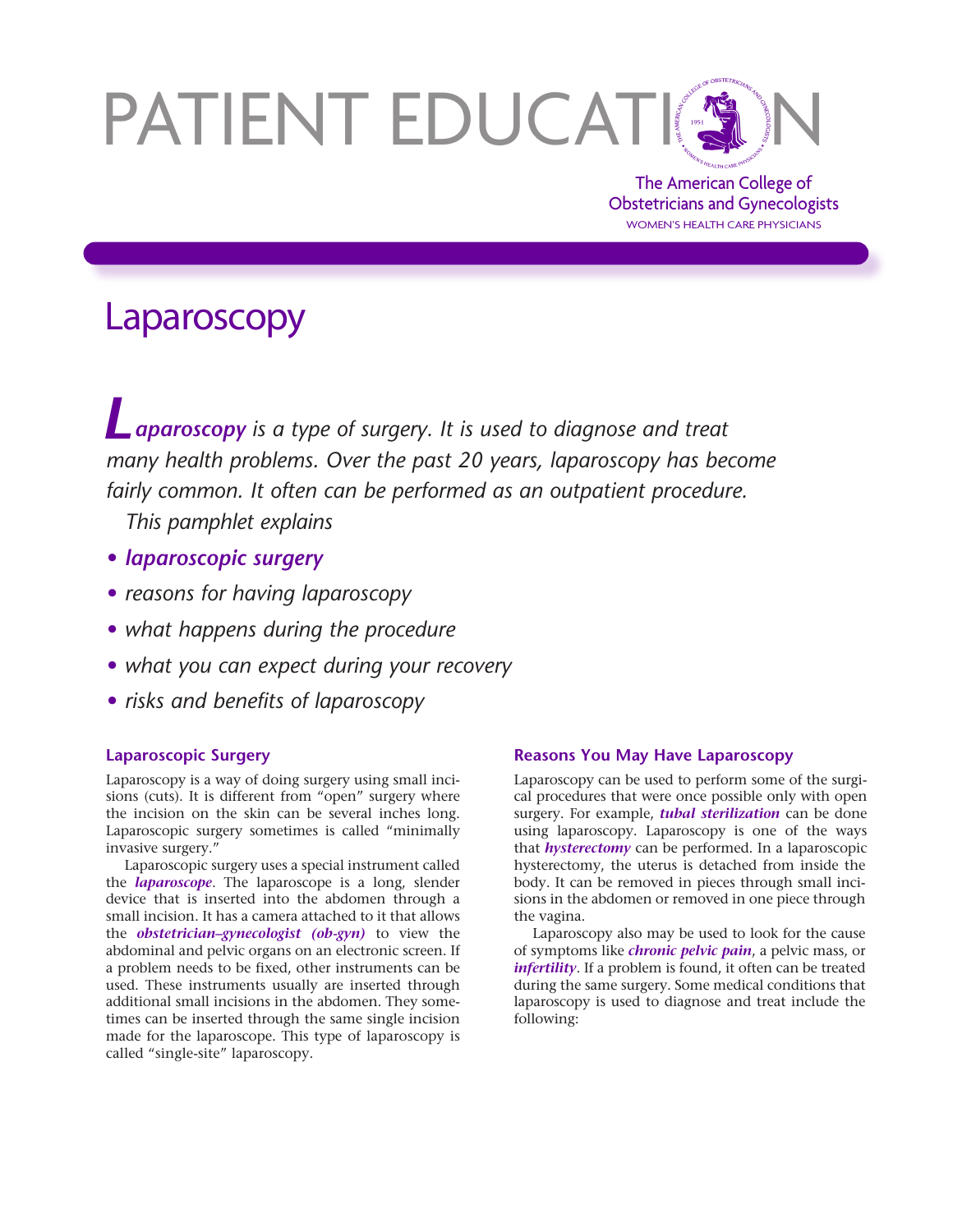# PATIENT EDUCATION

The American College of Obstetricians and Gynecologists
WOMEN'S HEALTH CARE PHYSICIANS

## Laparoscopy

*Laparoscopy* ***is a type of surgery. It is used to diagnose and treat many health problems. Over the past 20 years, laparoscopy has become fairly common. It often can be performed as an outpatient procedure.***

*This pamphlet explains*

- ***laparoscopic surgery***
- *reasons for having laparoscopy*
- *what happens during the procedure*
- *what you can expect during your recovery*
- *risks and benefits of laparoscopy*

### Laparoscopic Surgery

Laparoscopy is a way of doing surgery using small incisions (cuts). It is different from "open" surgery where the incision on the skin can be several inches long. Laparoscopic surgery sometimes is called "minimally invasive surgery."

Laparoscopic surgery uses a special instrument called the ***laparoscope***. The laparoscope is a long, slender device that is inserted into the abdomen through a small incision. It has a camera attached to it that allows the ***obstetrician–gynecologist (ob-gyn)*** to view the abdominal and pelvic organs on an electronic screen. If a problem needs to be fixed, other instruments can be used. These instruments usually are inserted through additional small incisions in the abdomen. They sometimes can be inserted through the same single incision made for the laparoscope. This type of laparoscopy is called "single-site" laparoscopy.

### Reasons You May Have Laparoscopy

Laparoscopy can be used to perform some of the surgical procedures that were once possible only with open surgery. For example, ***tubal sterilization*** can be done using laparoscopy. Laparoscopy is one of the ways that ***hysterectomy*** can be performed. In a laparoscopic hysterectomy, the uterus is detached from inside the body. It can be removed in pieces through small incisions in the abdomen or removed in one piece through the vagina.

Laparoscopy also may be used to look for the cause of symptoms like ***chronic pelvic pain***, a pelvic mass, or ***infertility***. If a problem is found, it often can be treated during the same surgery. Some medical conditions that laparoscopy is used to diagnose and treat include the following: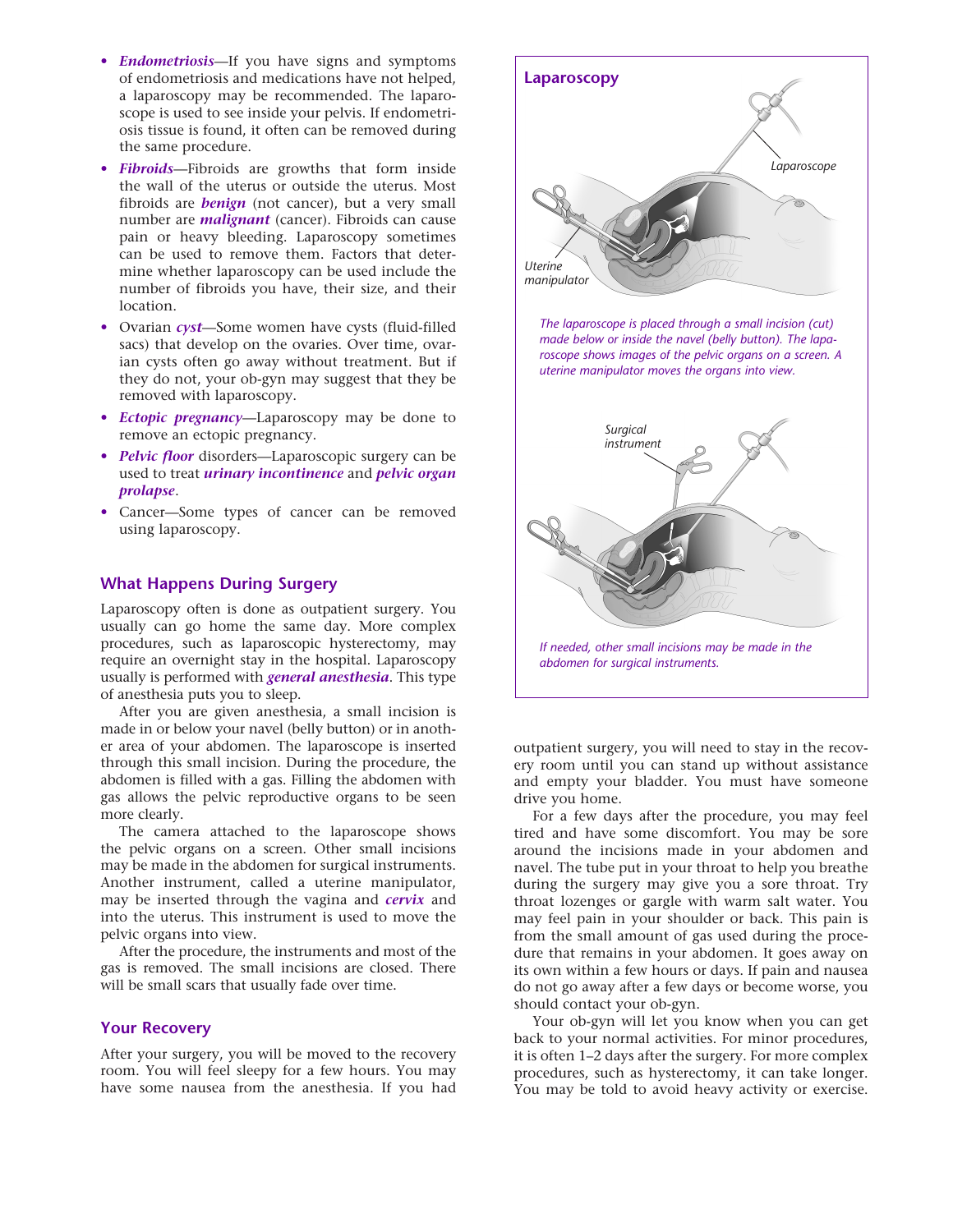- ***Endometriosis***—If you have signs and symptoms of endometriosis and medications have not helped, a laparoscopy may be recommended. The laparoscope is used to see inside your pelvis. If endometriosis tissue is found, it often can be removed during the same procedure.
- ***Fibroids***—Fibroids are growths that form inside the wall of the uterus or outside the uterus. Most fibroids are ***benign*** (not cancer), but a very small number are ***malignant*** (cancer). Fibroids can cause pain or heavy bleeding. Laparoscopy sometimes can be used to remove them. Factors that determine whether laparoscopy can be used include the number of fibroids you have, their size, and their location.
- Ovarian ***cyst***—Some women have cysts (fluid-filled sacs) that develop on the ovaries. Over time, ovarian cysts often go away without treatment. But if they do not, your ob-gyn may suggest that they be removed with laparoscopy.
- ***Ectopic pregnancy***—Laparoscopy may be done to remove an ectopic pregnancy.
- ***Pelvic floor*** disorders—Laparoscopic surgery can be used to treat ***urinary incontinence*** and ***pelvic organ prolapse***.
- Cancer—Some types of cancer can be removed using laparoscopy.

## What Happens During Surgery

Laparoscopy often is done as outpatient surgery. You usually can go home the same day. More complex procedures, such as laparoscopic hysterectomy, may require an overnight stay in the hospital. Laparoscopy usually is performed with ***general anesthesia***. This type of anesthesia puts you to sleep.

After you are given anesthesia, a small incision is made in or below your navel (belly button) or in another area of your abdomen. The laparoscope is inserted through this small incision. During the procedure, the abdomen is filled with a gas. Filling the abdomen with gas allows the pelvic reproductive organs to be seen more clearly.

The camera attached to the laparoscope shows the pelvic organs on a screen. Other small incisions may be made in the abdomen for surgical instruments. Another instrument, called a uterine manipulator, may be inserted through the vagina and ***cervix*** and into the uterus. This instrument is used to move the pelvic organs into view.

After the procedure, the instruments and most of the gas is removed. The small incisions are closed. There will be small scars that usually fade over time.

**Laparoscopy**

Laparoscope

Uterine manipulator

*The laparoscope is placed through a small incision (cut) made below or inside the navel (belly button). The laparoscope shows images of the pelvic organs on a screen. A uterine manipulator moves the organs into view.*

Surgical instrument

*If needed, other small incisions may be made in the abdomen for surgical instruments.*

## Your Recovery

After your surgery, you will be moved to the recovery room. You will feel sleepy for a few hours. You may have some nausea from the anesthesia. If you had outpatient surgery, you will need to stay in the recovery room until you can stand up without assistance and empty your bladder. You must have someone drive you home.

For a few days after the procedure, you may feel tired and have some discomfort. You may be sore around the incisions made in your abdomen and navel. The tube put in your throat to help you breathe during the surgery may give you a sore throat. Try throat lozenges or gargle with warm salt water. You may feel pain in your shoulder or back. This pain is from the small amount of gas used during the procedure that remains in your abdomen. It goes away on its own within a few hours or days. If pain and nausea do not go away after a few days or become worse, you should contact your ob-gyn.

Your ob-gyn will let you know when you can get back to your normal activities. For minor procedures, it is often 1–2 days after the surgery. For more complex procedures, such as hysterectomy, it can take longer. You may be told to avoid heavy activity or exercise.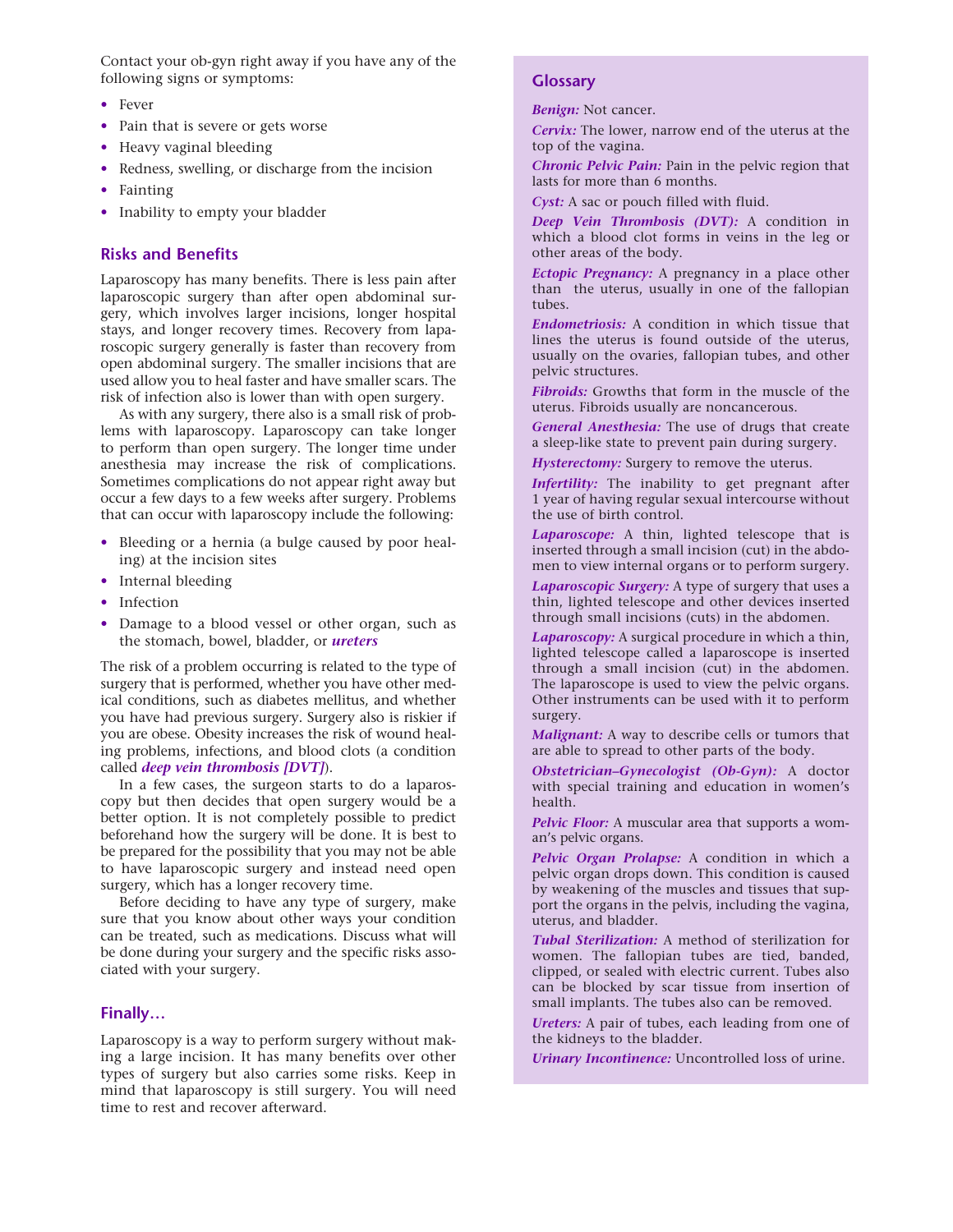Contact your ob-gyn right away if you have any of the following signs or symptoms:

- Fever
- Pain that is severe or gets worse
- Heavy vaginal bleeding
- Redness, swelling, or discharge from the incision
- Fainting
- Inability to empty your bladder

## Risks and Benefits

Laparoscopy has many benefits. There is less pain after laparoscopic surgery than after open abdominal surgery, which involves larger incisions, longer hospital stays, and longer recovery times. Recovery from laparoscopic surgery generally is faster than recovery from open abdominal surgery. The smaller incisions that are used allow you to heal faster and have smaller scars. The risk of infection also is lower than with open surgery.

As with any surgery, there also is a small risk of problems with laparoscopy. Laparoscopy can take longer to perform than open surgery. The longer time under anesthesia may increase the risk of complications. Sometimes complications do not appear right away but occur a few days to a few weeks after surgery. Problems that can occur with laparoscopy include the following:

- Bleeding or a hernia (a bulge caused by poor healing) at the incision sites
- Internal bleeding
- Infection
- Damage to a blood vessel or other organ, such as the stomach, bowel, bladder, or ***ureters***

The risk of a problem occurring is related to the type of surgery that is performed, whether you have other medical conditions, such as diabetes mellitus, and whether you have had previous surgery. Surgery also is riskier if you are obese. Obesity increases the risk of wound healing problems, infections, and blood clots (a condition called ***deep vein thrombosis [DVT]***).

In a few cases, the surgeon starts to do a laparoscopy but then decides that open surgery would be a better option. It is not completely possible to predict beforehand how the surgery will be done. It is best to be prepared for the possibility that you may not be able to have laparoscopic surgery and instead need open surgery, which has a longer recovery time.

Before deciding to have any type of surgery, make sure that you know about other ways your condition can be treated, such as medications. Discuss what will be done during your surgery and the specific risks associated with your surgery.

## Finally…

Laparoscopy is a way to perform surgery without making a large incision. It has many benefits over other types of surgery but also carries some risks. Keep in mind that laparoscopy is still surgery. You will need time to rest and recover afterward.

## Glossary

***Benign:*** Not cancer.

***Cervix:*** The lower, narrow end of the uterus at the top of the vagina.

***Chronic Pelvic Pain:*** Pain in the pelvic region that lasts for more than 6 months.

***Cyst:*** A sac or pouch filled with fluid.

***Deep Vein Thrombosis (DVT):*** A condition in which a blood clot forms in veins in the leg or other areas of the body.

***Ectopic Pregnancy:*** A pregnancy in a place other than the uterus, usually in one of the fallopian tubes.

***Endometriosis:*** A condition in which tissue that lines the uterus is found outside of the uterus, usually on the ovaries, fallopian tubes, and other pelvic structures.

***Fibroids:*** Growths that form in the muscle of the uterus. Fibroids usually are noncancerous.

***General Anesthesia:*** The use of drugs that create a sleep-like state to prevent pain during surgery.

***Hysterectomy:*** Surgery to remove the uterus.

***Infertility:*** The inability to get pregnant after 1 year of having regular sexual intercourse without the use of birth control.

***Laparoscope:*** A thin, lighted telescope that is inserted through a small incision (cut) in the abdomen to view internal organs or to perform surgery.

***Laparoscopic Surgery:*** A type of surgery that uses a thin, lighted telescope and other devices inserted through small incisions (cuts) in the abdomen.

***Laparoscopy:*** A surgical procedure in which a thin, lighted telescope called a laparoscope is inserted through a small incision (cut) in the abdomen. The laparoscope is used to view the pelvic organs. Other instruments can be used with it to perform surgery.

***Malignant:*** A way to describe cells or tumors that are able to spread to other parts of the body.

***Obstetrician–Gynecologist (Ob-Gyn):*** A doctor with special training and education in women's health.

***Pelvic Floor:*** A muscular area that supports a woman's pelvic organs.

***Pelvic Organ Prolapse:*** A condition in which a pelvic organ drops down. This condition is caused by weakening of the muscles and tissues that support the organs in the pelvis, including the vagina, uterus, and bladder.

***Tubal Sterilization:*** A method of sterilization for women. The fallopian tubes are tied, banded, clipped, or sealed with electric current. Tubes also can be blocked by scar tissue from insertion of small implants. The tubes also can be removed.

***Ureters:*** A pair of tubes, each leading from one of the kidneys to the bladder.

***Urinary Incontinence:*** Uncontrolled loss of urine.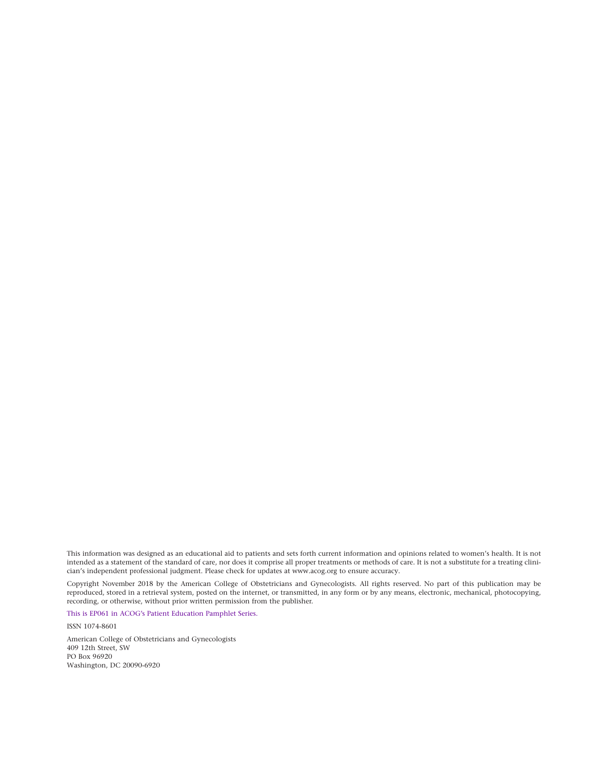This information was designed as an educational aid to patients and sets forth current information and opinions related to women's health. It is not intended as a statement of the standard of care, nor does it comprise all proper treatments or methods of care. It is not a substitute for a treating clinician's independent professional judgment. Please check for updates at www.acog.org to ensure accuracy.

Copyright November 2018 by the American College of Obstetricians and Gynecologists. All rights reserved. No part of this publication may be reproduced, stored in a retrieval system, posted on the internet, or transmitted, in any form or by any means, electronic, mechanical, photocopying, recording, or otherwise, without prior written permission from the publisher.

This is EP061 in ACOG's Patient Education Pamphlet Series.

ISSN 1074-8601

American College of Obstetricians and Gynecologists  
409 12th Street, SW  
PO Box 96920  
Washington, DC 20090-6920